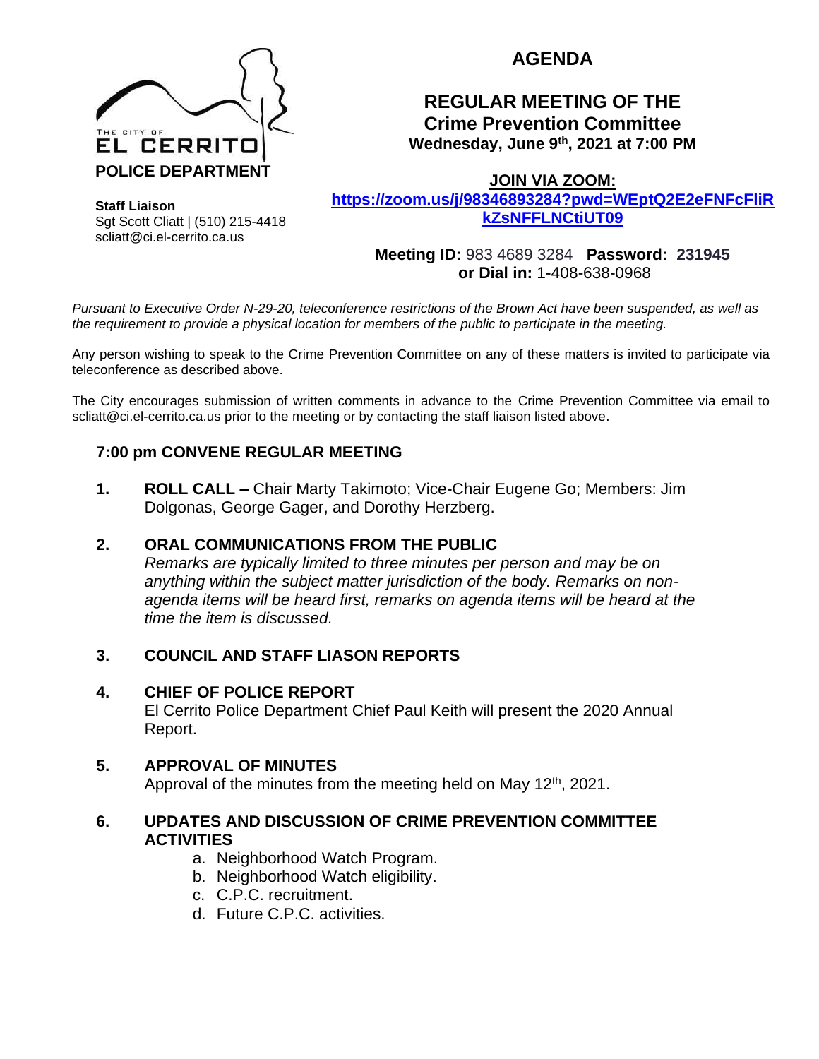THE CITY OF EL CERRITO

**POLICE DEPARTMENT**

**Staff Liaison**
Sgt Scott Cliatt | (510) 215-4418
scliatt@ci.el-cerrito.ca.us

# AGENDA

## REGULAR MEETING OF THE Crime Prevention Committee

**Wednesday, June 9th, 2021 at 7:00 PM**

**JOIN VIA ZOOM:**
**https://zoom.us/j/98346893284?pwd=WEptQ2E2eFNFcFliRkZsNFFLNCtiUT09**

**Meeting ID:** 983 4689 3284 **Password: 231945**
**or Dial in:** 1-408-638-0968

*Pursuant to Executive Order N-29-20, teleconference restrictions of the Brown Act have been suspended, as well as the requirement to provide a physical location for members of the public to participate in the meeting.*

Any person wishing to speak to the Crime Prevention Committee on any of these matters is invited to participate via teleconference as described above.

The City encourages submission of written comments in advance to the Crime Prevention Committee via email to scliatt@ci.el-cerrito.ca.us prior to the meeting or by contacting the staff liaison listed above.

### 7:00 pm CONVENE REGULAR MEETING

1. **ROLL CALL –** Chair Marty Takimoto; Vice-Chair Eugene Go; Members: Jim Dolgonas, George Gager, and Dorothy Herzberg.

2. **ORAL COMMUNICATIONS FROM THE PUBLIC**
*Remarks are typically limited to three minutes per person and may be on anything within the subject matter jurisdiction of the body. Remarks on non-agenda items will be heard first, remarks on agenda items will be heard at the time the item is discussed.*

3. **COUNCIL AND STAFF LIASON REPORTS**

4. **CHIEF OF POLICE REPORT**
El Cerrito Police Department Chief Paul Keith will present the 2020 Annual Report.

5. **APPROVAL OF MINUTES**
Approval of the minutes from the meeting held on May 12th, 2021.

6. **UPDATES AND DISCUSSION OF CRIME PREVENTION COMMITTEE ACTIVITIES**
   a. Neighborhood Watch Program.
   b. Neighborhood Watch eligibility.
   c. C.P.C. recruitment.
   d. Future C.P.C. activities.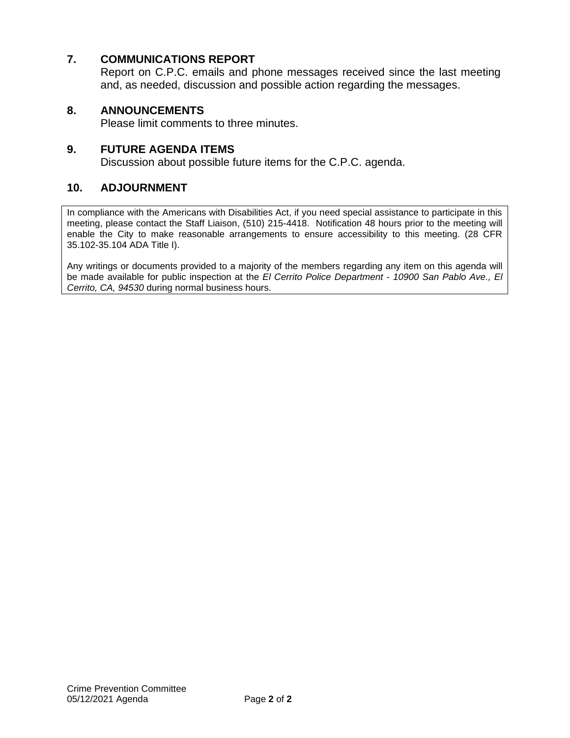## 7. COMMUNICATIONS REPORT

Report on C.P.C. emails and phone messages received since the last meeting and, as needed, discussion and possible action regarding the messages.

## 8. ANNOUNCEMENTS

Please limit comments to three minutes.

## 9. FUTURE AGENDA ITEMS

Discussion about possible future items for the C.P.C. agenda.

## 10. ADJOURNMENT

In compliance with the Americans with Disabilities Act, if you need special assistance to participate in this meeting, please contact the Staff Liaison, (510) 215-4418. Notification 48 hours prior to the meeting will enable the City to make reasonable arrangements to ensure accessibility to this meeting. (28 CFR 35.102-35.104 ADA Title I).

Any writings or documents provided to a majority of the members regarding any item on this agenda will be made available for public inspection at the *El Cerrito Police Department - 10900 San Pablo Ave., El Cerrito, CA, 94530* during normal business hours.